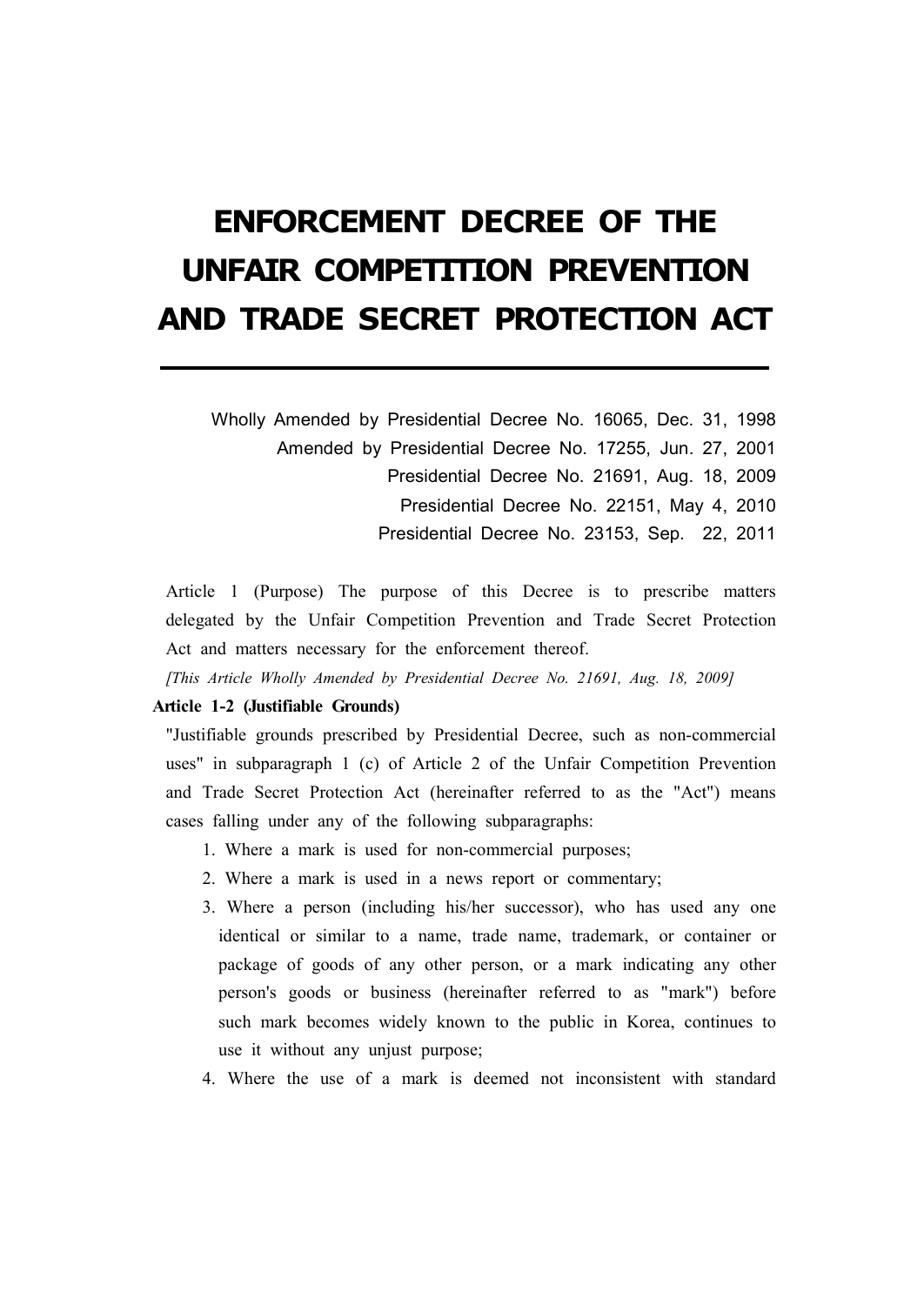# ENFORCEMENT DECREE OF THE UNFAIR COMPETITION PREVENTION AND TRADE SECRET PROTECTION ACT

Wholly Amended by Presidential Decree No. 16065, Dec. 31, 1998
Amended by Presidential Decree No. 17255, Jun. 27, 2001
Presidential Decree No. 21691, Aug. 18, 2009
Presidential Decree No. 22151, May 4, 2010
Presidential Decree No. 23153, Sep. 22, 2011

Article 1 (Purpose) The purpose of this Decree is to prescribe matters delegated by the Unfair Competition Prevention and Trade Secret Protection Act and matters necessary for the enforcement thereof.

*[This Article Wholly Amended by Presidential Decree No. 21691, Aug. 18, 2009]*

**Article 1-2 (Justifiable Grounds)**

"Justifiable grounds prescribed by Presidential Decree, such as non-commercial uses" in subparagraph 1 (c) of Article 2 of the Unfair Competition Prevention and Trade Secret Protection Act (hereinafter referred to as the "Act") means cases falling under any of the following subparagraphs:

1. Where a mark is used for non-commercial purposes;
2. Where a mark is used in a news report or commentary;
3. Where a person (including his/her successor), who has used any one identical or similar to a name, trade name, trademark, or container or package of goods of any other person, or a mark indicating any other person's goods or business (hereinafter referred to as "mark") before such mark becomes widely known to the public in Korea, continues to use it without any unjust purpose;
4. Where the use of a mark is deemed not inconsistent with standard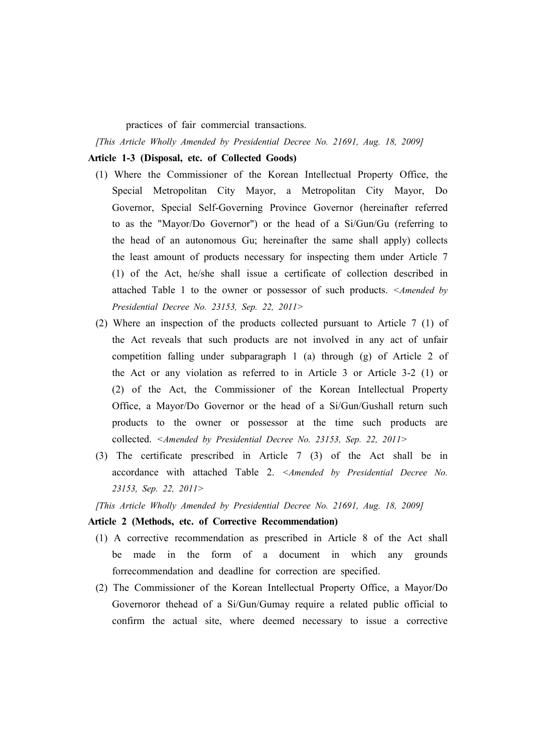practices of fair commercial transactions.

*[This Article Wholly Amended by Presidential Decree No. 21691, Aug. 18, 2009]*

**Article 1-3 (Disposal, etc. of Collected Goods)**

(1) Where the Commissioner of the Korean Intellectual Property Office, the Special Metropolitan City Mayor, a Metropolitan City Mayor, Do Governor, Special Self-Governing Province Governor (hereinafter referred to as the "Mayor/Do Governor") or the head of a Si/Gun/Gu (referring to the head of an autonomous Gu; hereinafter the same shall apply) collects the least amount of products necessary for inspecting them under Article 7 (1) of the Act, he/she shall issue a certificate of collection described in attached Table 1 to the owner or possessor of such products. *<Amended by Presidential Decree No. 23153, Sep. 22, 2011>*

(2) Where an inspection of the products collected pursuant to Article 7 (1) of the Act reveals that such products are not involved in any act of unfair competition falling under subparagraph 1 (a) through (g) of Article 2 of the Act or any violation as referred to in Article 3 or Article 3-2 (1) or (2) of the Act, the Commissioner of the Korean Intellectual Property Office, a Mayor/Do Governor or the head of a Si/Gun/Gushall return such products to the owner or possessor at the time such products are collected. *<Amended by Presidential Decree No. 23153, Sep. 22, 2011>*

(3) The certificate prescribed in Article 7 (3) of the Act shall be in accordance with attached Table 2. *<Amended by Presidential Decree No. 23153, Sep. 22, 2011>*

*[This Article Wholly Amended by Presidential Decree No. 21691, Aug. 18, 2009]*

**Article 2 (Methods, etc. of Corrective Recommendation)**

(1) A corrective recommendation as prescribed in Article 8 of the Act shall be made in the form of a document in which any grounds forrecommendation and deadline for correction are specified.

(2) The Commissioner of the Korean Intellectual Property Office, a Mayor/Do Governoror thehead of a Si/Gun/Gumay require a related public official to confirm the actual site, where deemed necessary to issue a corrective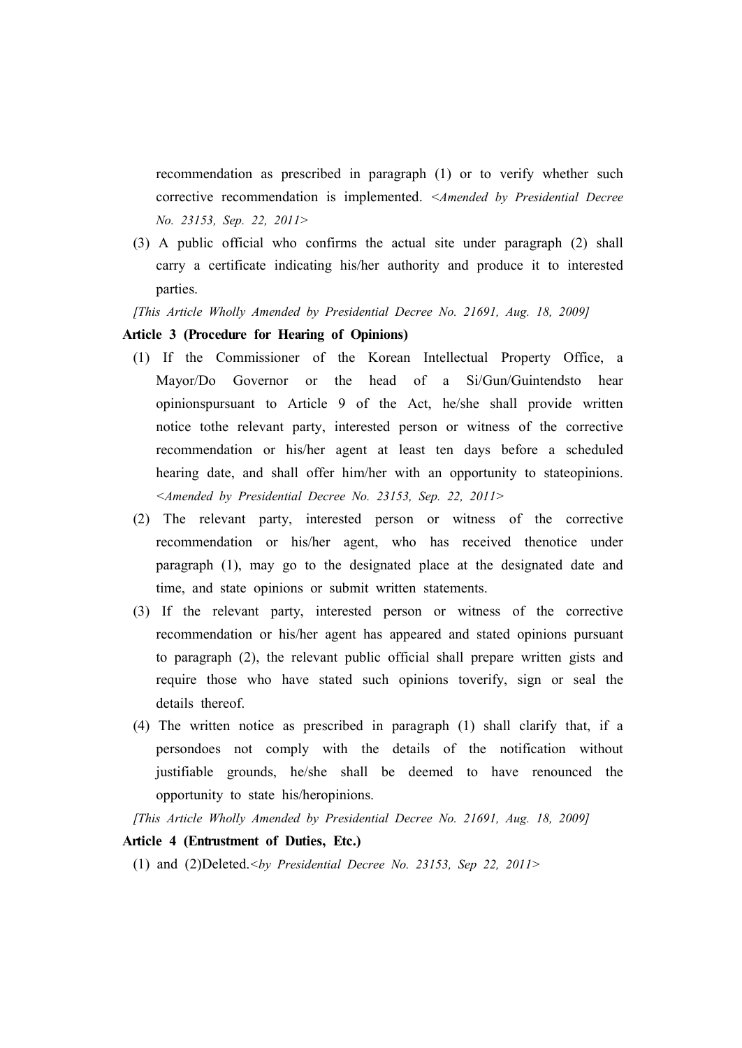recommendation as prescribed in paragraph (1) or to verify whether such corrective recommendation is implemented. *<Amended by Presidential Decree No. 23153, Sep. 22, 2011>*

(3) A public official who confirms the actual site under paragraph (2) shall carry a certificate indicating his/her authority and produce it to interested parties.

*[This Article Wholly Amended by Presidential Decree No. 21691, Aug. 18, 2009]*

**Article 3 (Procedure for Hearing of Opinions)**

(1) If the Commissioner of the Korean Intellectual Property Office, a Mayor/Do Governor or the head of a Si/Gun/Guintendsto hear opinionspursuant to Article 9 of the Act, he/she shall provide written notice tothe relevant party, interested person or witness of the corrective recommendation or his/her agent at least ten days before a scheduled hearing date, and shall offer him/her with an opportunity to stateopinions. *<Amended by Presidential Decree No. 23153, Sep. 22, 2011>*

(2) The relevant party, interested person or witness of the corrective recommendation or his/her agent, who has received thenotice under paragraph (1), may go to the designated place at the designated date and time, and state opinions or submit written statements.

(3) If the relevant party, interested person or witness of the corrective recommendation or his/her agent has appeared and stated opinions pursuant to paragraph (2), the relevant public official shall prepare written gists and require those who have stated such opinions toverify, sign or seal the details thereof.

(4) The written notice as prescribed in paragraph (1) shall clarify that, if a persondoes not comply with the details of the notification without justifiable grounds, he/she shall be deemed to have renounced the opportunity to state his/heropinions.

*[This Article Wholly Amended by Presidential Decree No. 21691, Aug. 18, 2009]*

**Article 4 (Entrustment of Duties, Etc.)**

(1) and (2)Deleted.*<by Presidential Decree No. 23153, Sep 22, 2011>*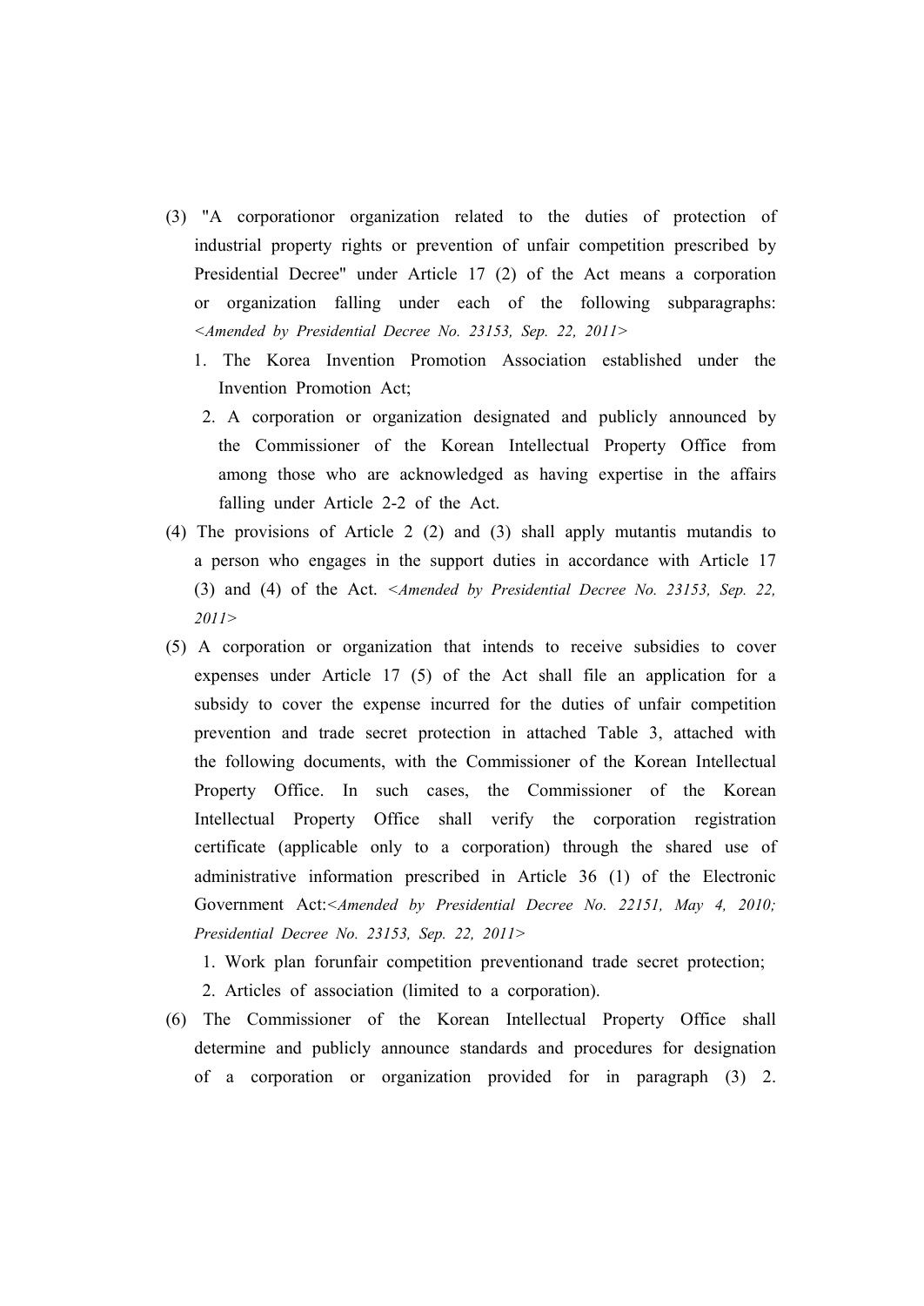(3) "A corporationor organization related to the duties of protection of industrial property rights or prevention of unfair competition prescribed by Presidential Decree" under Article 17 (2) of the Act means a corporation or organization falling under each of the following subparagraphs: *<Amended by Presidential Decree No. 23153, Sep. 22, 2011>*

1. The Korea Invention Promotion Association established under the Invention Promotion Act;
2. A corporation or organization designated and publicly announced by the Commissioner of the Korean Intellectual Property Office from among those who are acknowledged as having expertise in the affairs falling under Article 2-2 of the Act.

(4) The provisions of Article 2 (2) and (3) shall apply mutantis mutandis to a person who engages in the support duties in accordance with Article 17 (3) and (4) of the Act. *<Amended by Presidential Decree No. 23153, Sep. 22, 2011>*

(5) A corporation or organization that intends to receive subsidies to cover expenses under Article 17 (5) of the Act shall file an application for a subsidy to cover the expense incurred for the duties of unfair competition prevention and trade secret protection in attached Table 3, attached with the following documents, with the Commissioner of the Korean Intellectual Property Office. In such cases, the Commissioner of the Korean Intellectual Property Office shall verify the corporation registration certificate (applicable only to a corporation) through the shared use of administrative information prescribed in Article 36 (1) of the Electronic Government Act:*<Amended by Presidential Decree No. 22151, May 4, 2010; Presidential Decree No. 23153, Sep. 22, 2011>*

1. Work plan forunfair competition preventionand trade secret protection;
2. Articles of association (limited to a corporation).

(6) The Commissioner of the Korean Intellectual Property Office shall determine and publicly announce standards and procedures for designation of a corporation or organization provided for in paragraph (3) 2.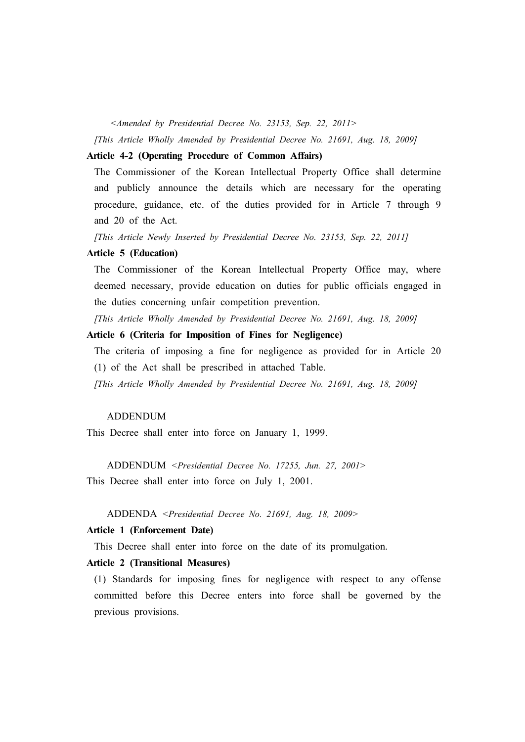*<Amended by Presidential Decree No. 23153, Sep. 22, 2011>*

*[This Article Wholly Amended by Presidential Decree No. 21691, Aug. 18, 2009]*

**Article 4-2 (Operating Procedure of Common Affairs)**

The Commissioner of the Korean Intellectual Property Office shall determine and publicly announce the details which are necessary for the operating procedure, guidance, etc. of the duties provided for in Article 7 through 9 and 20 of the Act.

*[This Article Newly Inserted by Presidential Decree No. 23153, Sep. 22, 2011]*

**Article 5 (Education)**

The Commissioner of the Korean Intellectual Property Office may, where deemed necessary, provide education on duties for public officials engaged in the duties concerning unfair competition prevention.

*[This Article Wholly Amended by Presidential Decree No. 21691, Aug. 18, 2009]*

**Article 6 (Criteria for Imposition of Fines for Negligence)**

The criteria of imposing a fine for negligence as provided for in Article 20 (1) of the Act shall be prescribed in attached Table.

*[This Article Wholly Amended by Presidential Decree No. 21691, Aug. 18, 2009]*

ADDENDUM

This Decree shall enter into force on January 1, 1999.

ADDENDUM *<Presidential Decree No. 17255, Jun. 27, 2001>*

This Decree shall enter into force on July 1, 2001.

ADDENDA *<Presidential Decree No. 21691, Aug. 18, 2009>*

**Article 1 (Enforcement Date)**

This Decree shall enter into force on the date of its promulgation.

**Article 2 (Transitional Measures)**

(1) Standards for imposing fines for negligence with respect to any offense committed before this Decree enters into force shall be governed by the previous provisions.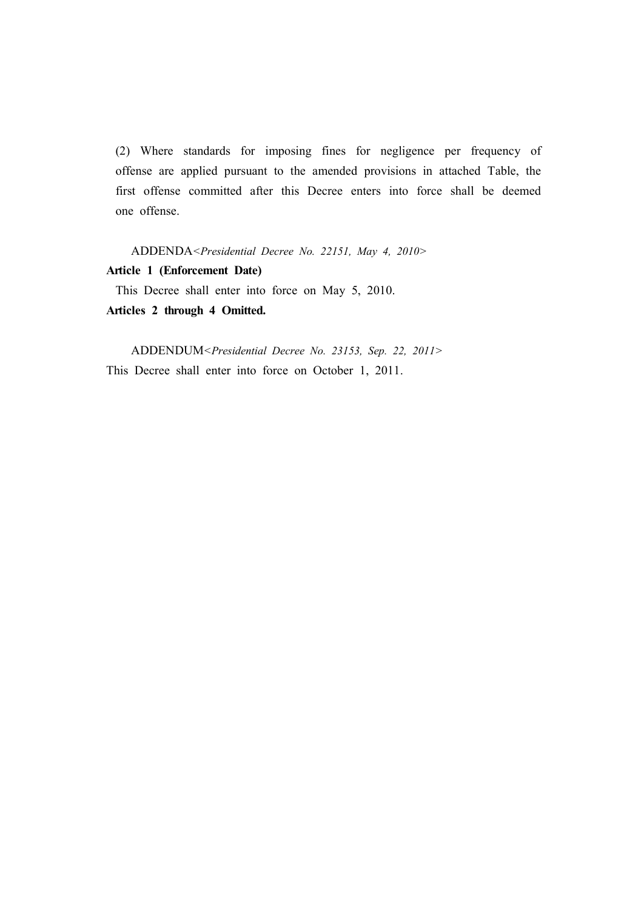(2) Where standards for imposing fines for negligence per frequency of offense are applied pursuant to the amended provisions in attached Table, the first offense committed after this Decree enters into force shall be deemed one offense.

ADDENDA *<Presidential Decree No. 22151, May 4, 2010>*

**Article 1 (Enforcement Date)**

This Decree shall enter into force on May 5, 2010.

**Articles 2 through 4 Omitted.**

ADDENDUM *<Presidential Decree No. 23153, Sep. 22, 2011>*

This Decree shall enter into force on October 1, 2011.